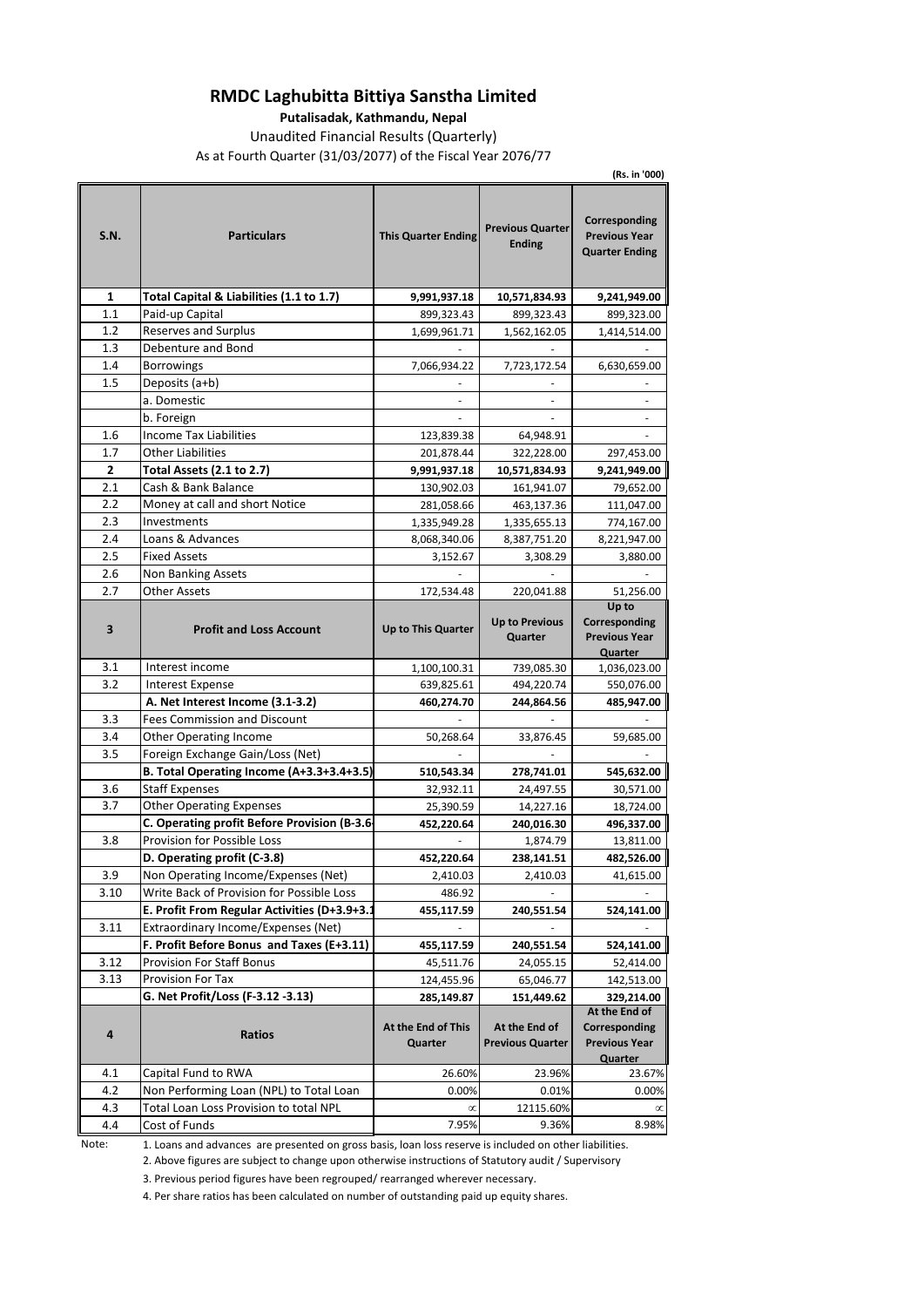# RMDC Laghubitta Bittiya Sanstha Limited

**Putalisadak, Kathmandu, Nepal**

Unaudited Financial Results (Quarterly)

As at Fourth Quarter (31/03/2077) of the Fiscal Year 2076/77

**(Rs. in '000)**

| S.N. | Particulars | This Quarter Ending | Previous Quarter Ending | Corresponding Previous Year Quarter Ending |
|---|---|---|---|---|
| **1** | **Total Capital & Liabilities (1.1 to 1.7)** | **9,991,937.18** | **10,571,834.93** | **9,241,949.00** |
| 1.1 | Paid-up Capital | 899,323.43 | 899,323.43 | 899,323.00 |
| 1.2 | Reserves and Surplus | 1,699,961.71 | 1,562,162.05 | 1,414,514.00 |
| 1.3 | Debenture and Bond | - | - | - |
| 1.4 | Borrowings | 7,066,934.22 | 7,723,172.54 | 6,630,659.00 |
| 1.5 | Deposits (a+b) | - | - | - |
| | a. Domestic | - | - | - |
| | b. Foreign | - | - | - |
| 1.6 | Income Tax Liabilities | 123,839.38 | 64,948.91 | - |
| 1.7 | Other Liabilities | 201,878.44 | 322,228.00 | 297,453.00 |
| **2** | **Total Assets (2.1 to 2.7)** | **9,991,937.18** | **10,571,834.93** | **9,241,949.00** |
| 2.1 | Cash & Bank Balance | 130,902.03 | 161,941.07 | 79,652.00 |
| 2.2 | Money at call and short Notice | 281,058.66 | 463,137.36 | 111,047.00 |
| 2.3 | Investments | 1,335,949.28 | 1,335,655.13 | 774,167.00 |
| 2.4 | Loans & Advances | 8,068,340.06 | 8,387,751.20 | 8,221,947.00 |
| 2.5 | Fixed Assets | 3,152.67 | 3,308.29 | 3,880.00 |
| 2.6 | Non Banking Assets | - | - | - |
| 2.7 | Other Assets | 172,534.48 | 220,041.88 | 51,256.00 |
| **3** | **Profit and Loss Account** | **Up to This Quarter** | **Up to Previous Quarter** | **Up to Corresponding Previous Year Quarter** |
| 3.1 | Interest income | 1,100,100.31 | 739,085.30 | 1,036,023.00 |
| 3.2 | Interest Expense | 639,825.61 | 494,220.74 | 550,076.00 |
| | **A. Net Interest Income (3.1-3.2)** | **460,274.70** | **244,864.56** | **485,947.00** |
| 3.3 | Fees Commission and Discount | - | - | - |
| 3.4 | Other Operating Income | 50,268.64 | 33,876.45 | 59,685.00 |
| 3.5 | Foreign Exchange Gain/Loss (Net) | - | - | - |
| | **B. Total Operating Income (A+3.3+3.4+3.5)** | **510,543.34** | **278,741.01** | **545,632.00** |
| 3.6 | Staff Expenses | 32,932.11 | 24,497.55 | 30,571.00 |
| 3.7 | Other Operating Expenses | 25,390.59 | 14,227.16 | 18,724.00 |
| | **C. Operating profit Before Provision (B-3.6-** | **452,220.64** | **240,016.30** | **496,337.00** |
| 3.8 | Provision for Possible Loss | - | 1,874.79 | 13,811.00 |
| | **D. Operating profit (C-3.8)** | **452,220.64** | **238,141.51** | **482,526.00** |
| 3.9 | Non Operating Income/Expenses (Net) | 2,410.03 | 2,410.03 | 41,615.00 |
| 3.10 | Write Back of Provision for Possible Loss | 486.92 | - | - |
| | **E. Profit From Regular Activities (D+3.9+3.1** | **455,117.59** | **240,551.54** | **524,141.00** |
| 3.11 | Extraordinary Income/Expenses (Net) | - | - | - |
| | **F. Profit Before Bonus and Taxes (E+3.11)** | **455,117.59** | **240,551.54** | **524,141.00** |
| 3.12 | Provision For Staff Bonus | 45,511.76 | 24,055.15 | 52,414.00 |
| 3.13 | Provision For Tax | 124,455.96 | 65,046.77 | 142,513.00 |
| | **G. Net Profit/Loss (F-3.12 -3.13)** | **285,149.87** | **151,449.62** | **329,214.00** |
| **4** | **Ratios** | **At the End of This Quarter** | **At the End of Previous Quarter** | **At the End of Corresponding Previous Year Quarter** |
| 4.1 | Capital Fund to RWA | 26.60% | 23.96% | 23.67% |
| 4.2 | Non Performing Loan (NPL) to Total Loan | 0.00% | 0.01% | 0.00% |
| 4.3 | Total Loan Loss Provision to total NPL | ∝ | 12115.60% | ∝ |
| 4.4 | Cost of Funds | 7.95% | 9.36% | 8.98% |

Note:

1. Loans and advances are presented on gross basis, loan loss reserve is included on other liabilities.
2. Above figures are subject to change upon otherwise instructions of Statutory audit / Supervisory
3. Previous period figures have been regrouped/ rearranged wherever necessary.
4. Per share ratios has been calculated on number of outstanding paid up equity shares.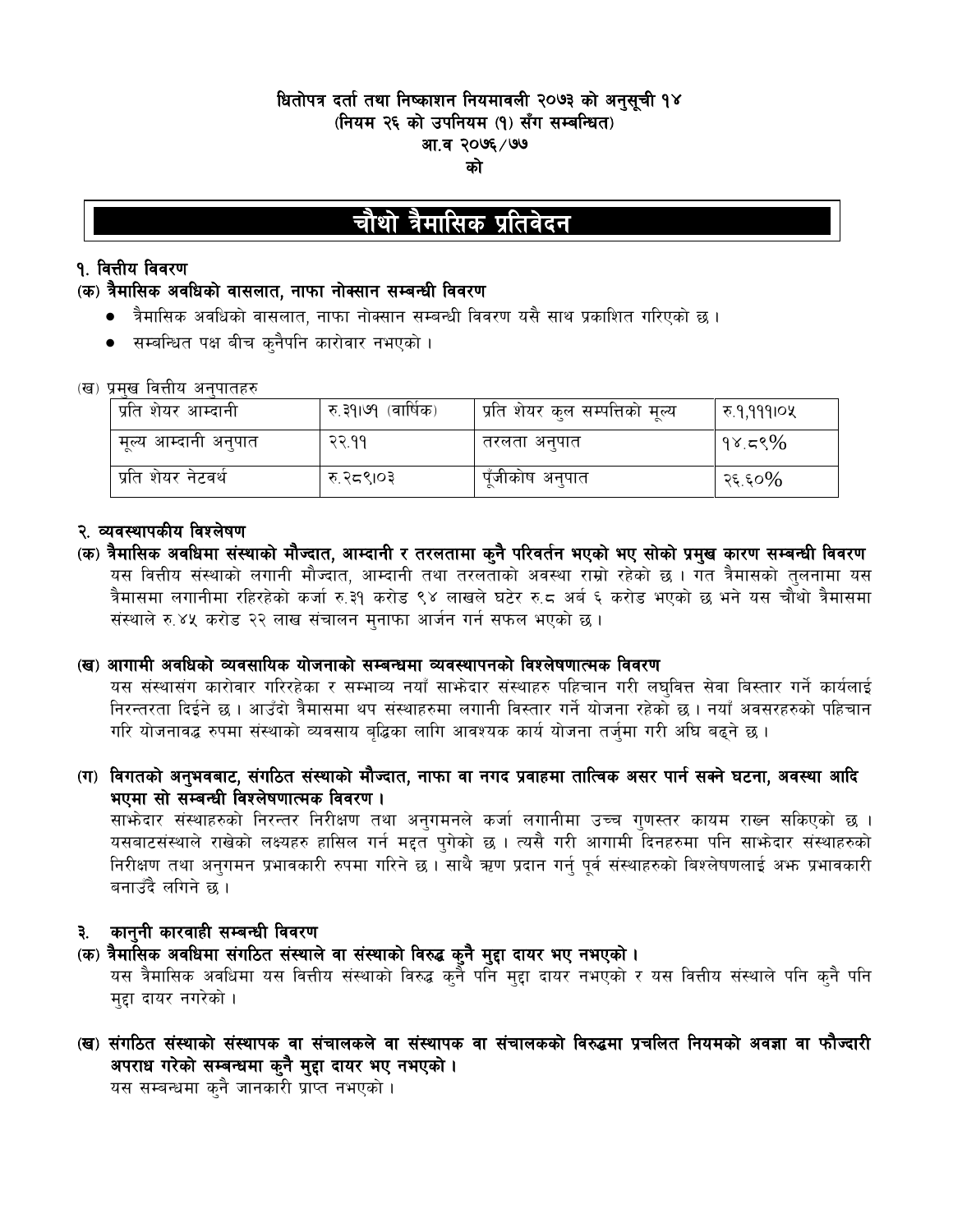**धितोपत्र दर्ता तथा निष्काशन नियमावली २०७३ को अनुसूची १४**
**(नियम २६ को उपनियम (१) सँग सम्बन्धित)**
**आ.व २०७६/७७**
**को**

# चौथो त्रैमासिक प्रतिवेदन

## १. वित्तीय विवरण

### (क) त्रैमासिक अवधिको वासलात, नाफा नोक्सान सम्बन्धी विवरण

- त्रैमासिक अवधिको वासलात, नाफा नोक्सान सम्बन्धी विवरण यसै साथ प्रकाशित गरिएको छ।
- सम्बन्धित पक्ष बीच कुनैपनि कारोवार नभएको।

(ख) प्रमुख वित्तीय अनुपातहरु

| प्रति शेयर आम्दानी | रु.३१।७१ (वार्षिक) | प्रति शेयर कुल सम्पत्तिको मूल्य | रु.१,१११।०५ |
|---|---|---|---|
| मूल्य आम्दानी अनुपात | २२.११ | तरलता अनुपात | १४.८९% |
| प्रति शेयर नेटवर्थ | रु.२८९।०३ | पूँजीकोष अनुपात | २६.६०% |

## २. व्यवस्थापकीय विश्लेषण

### (क) त्रैमासिक अवधिमा संस्थाको मौज्दात, आम्दानी र तरलतामा कुनै परिवर्तन भएको भए सोको प्रमुख कारण सम्बन्धी विवरण

यस वित्तीय संस्थाको लगानी मौज्दात, आम्दानी तथा तरलताको अवस्था राम्रो रहेको छ। गत त्रैमासको तुलनामा यस त्रैमासमा लगानीमा रहिरहेको कर्जा रु.३१ करोड ९४ लाखले घटेर रु.८ अर्ब ६ करोड भएको छ भने यस चौथो त्रैमासमा संस्थाले रु.४५ करोड २२ लाख संचालन मुनाफा आर्जन गर्न सफल भएको छ।

### (ख) आगामी अवधिको व्यवसायिक योजनाको सम्बन्धमा व्यवस्थापनको विश्लेषणात्मक विवरण

यस संस्थासंग कारोवार गरिरहेका र सम्भाव्य नयाँ साझेदार संस्थाहरु पहिचान गरी लघुवित्त सेवा विस्तार गर्ने कार्यलाई निरन्तरता दिईने छ। आउँदो त्रैमासमा थप संस्थाहरुमा लगानी विस्तार गर्ने योजना रहेको छ। नयाँ अवसरहरुको पहिचान गरि योजनावद्ध रुपमा संस्थाको व्यवसाय बृद्धिका लागि आवश्यक कार्य योजना तर्जुमा गरी अघि बढ्ने छ।

### (ग) विगतको अनुभवबाट, संगठित संस्थाको मौज्दात, नाफा वा नगद प्रवाहमा तात्विक असर पार्न सक्ने घटना, अवस्था आदि भएमा सो सम्बन्धी विश्लेषणात्मक विवरण।

साझेदार संस्थाहरुको निरन्तर निरीक्षण तथा अनुगमनले कर्जा लगानीमा उच्च गुणस्तर कायम राख्न सकिएको छ। यसबाटसंस्थाले राखेको लक्ष्यहरु हासिल गर्न मद्दत पुगेको छ। त्यसै गरी आगामी दिनहरुमा पनि साझेदार संस्थाहरुको निरीक्षण तथा अनुगमन प्रभावकारी रुपमा गरिने छ। साथै ऋण प्रदान गर्नु पूर्व संस्थाहरुको बिश्लेषणलाई अझ प्रभावकारी बनाउँदै लगिने छ।

## ३. कानुनी कारवाही सम्बन्धी विवरण

### (क) त्रैमासिक अवधिमा संगठित संस्थाले वा संस्थाको विरुद्ध कुनै मुद्दा दायर भए नभएको।

यस त्रैमासिक अवधिमा यस वित्तीय संस्थाको विरुद्ध कुनै पनि मुद्दा दायर नभएको र यस वित्तीय संस्थाले पनि कुनै पनि मुद्दा दायर नगरेको।

### (ख) संगठित संस्थाको संस्थापक वा संचालकले वा संस्थापक वा संचालकको विरुद्धमा प्रचलित नियमको अवज्ञा वा फौज्दारी अपराध गरेको सम्बन्धमा कुनै मुद्दा दायर भए नभएको।

यस सम्बन्धमा कुनै जानकारी प्राप्त नभएको।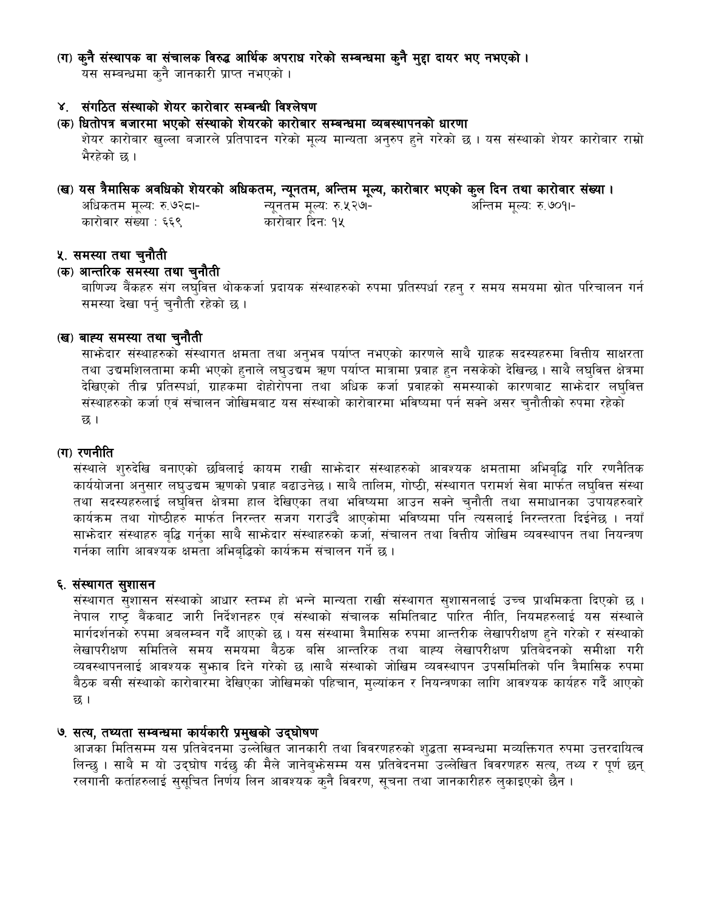**(ग) कुनै संस्थापक वा संचालक विरुद्ध आर्थिक अपराध गरेको सम्बन्धमा कुनै मुद्दा दायर भए नभएको ।**

यस सम्बन्धमा कुनै जानकारी प्राप्त नभएको ।

## ४. संगठित संस्थाको शेयर कारोवार सम्बन्धी विश्लेषण

**(क) धितोपत्र बजारमा भएको संस्थाको शेयरको कारोबार सम्बन्धमा व्यवस्थापनको धारणा**

शेयर कारोबार खुल्ला बजारले प्रतिपादन गरेको मूल्य मान्यता अनुरुप हुने गरेको छ । यस संस्थाको शेयर कारोबार राम्रो भैरहेको छ ।

**(ख) यस त्रैमासिक अवधिको शेयरको अधिकतम, न्यूनतम, अन्तिम मूल्य, कारोबार भएको कुल दिन तथा कारोवार संख्या ।**

| | | |
|---|---|---|
| अधिकतम मूल्य: रु.७२८।- | न्यूनतम मूल्य: रु.५२७।- | अन्तिम मूल्य: रु.७०१।- |
| कारोवार संख्या : ६६९ | कारोबार दिन: १५ | |

## ५. समस्या तथा चुनौती

**(क) आन्तरिक समस्या तथा चुनौती**

वाणिज्य बैंकहरु संग लघुवित्त थोककर्जा प्रदायक संस्थाहरुको रुपमा प्रतिस्पर्धा रहनु र समय समयमा स्रोत परिचालन गर्न समस्या देखा पर्नु चुनौती रहेको छ ।

**(ख) बाह्य समस्या तथा चुनौती**

साझेदार संस्थाहरुको संस्थागत क्षमता तथा अनुभव पर्याप्त नभएको कारणले साथै ग्राहक सदस्यहरुमा वित्तीय साक्षरता तथा उद्यमशिलतामा कमी भएको हुनाले लघुउद्यम ऋण पर्याप्त मात्रामा प्रवाह हुन नसकेको देखिन्छ । साथै लघुवित्त क्षेत्रमा देखिएको तीव्र प्रतिस्पर्धा, ग्राहकमा दोहोरोपना तथा अधिक कर्जा प्रवाहको समस्याको कारणबाट साझेदार लघुवित्त संस्थाहरुको कर्जा एवं संचालन जोखिमबाट यस संस्थाको कारोवारमा भविष्यमा पर्न सक्ने असर चुनौतीको रुपमा रहेको छ ।

**(ग) रणनीति**

संस्थाले शुरुदेखि बनाएको छविलाई कायम राखी साझेदार संस्थाहरुको आवश्यक क्षमतामा अभिबृद्धि गरि रणनैतिक कार्ययोजना अनुसार लघुउद्यम ऋणको प्रवाह बढाउनेछ । साथै तालिम, गोष्ठी, संस्थागत परामर्श सेवा मार्फत लघुवित्त संस्था तथा सदस्यहरुलाई लघुवित्त क्षेत्रमा हाल देखिएका तथा भविष्यमा आउन सक्ने चुनौती तथा समाधानका उपायहरुबारे कार्यक्रम तथा गोष्ठीहरु मार्फत निरन्तर सजग गराउँदै आएकोमा भविष्यमा पनि त्यसलाई निरन्तरता दिईनेछ । नयाँ साझेदार संस्थाहरु बृद्धि गर्नुका साथै साझेदार संस्थाहरुको कर्जा, संचालन तथा वित्तीय जोखिम व्यवस्थापन तथा नियन्त्रण गर्नका लागि आवश्यक क्षमता अभिबृद्धिको कार्यक्रम संचालन गर्ने छ ।

## ६. संस्थागत सुशासन

संस्थागत सुशासन संस्थाको आधार स्तम्भ हो भन्ने मान्यता राखी संस्थागत सुशासनलाई उच्च प्राथमिकता दिएको छ । नेपाल राष्ट्र बैंकबाट जारी निर्देशनहरु एवं संस्थाको संचालक समितिबाट पारित नीति, नियमहरुलाई यस संस्थाले मार्गदर्शनको रुपमा अवलम्बन गर्दै आएको छ । यस संस्थामा त्रैमासिक रुपमा आन्तरीक लेखापरीक्षण हुने गरेको र संस्थाको लेखापरीक्षण समितिले समय समयमा बैठक बसि आन्तरिक तथा बाह्य लेखापरीक्षण प्रतिवेदनको समीक्षा गरी व्यवस्थापनलाई आवश्यक सुझाव दिने गरेको छ ।साथै संस्थाको जोखिम व्यवस्थापन उपसमितिको पनि त्रैमासिक रुपमा बैठक बसी संस्थाको कारोवारमा देखिएका जोखिमको पहिचान, मुल्यांकन र नियन्त्रणका लागि आवश्यक कार्यहरु गर्दै आएको छ ।

## ७. सत्य, तथ्यता सम्वन्धमा कार्यकारी प्रमुखको उद्घोषण

आजका मितिसम्म यस प्रतिवेदनमा उल्लेखित जानकारी तथा विवरणहरुको शुद्धता सम्बन्धमा मव्यक्तिगत रुपमा उत्तरदायित्व लिन्छु । साथै म यो उद्घोष गर्दछु की मैले जानेबुझेसम्म यस प्रतिवेदनमा उल्लेखित विवरणहरु सत्य, तथ्य र पूर्ण छन् रलगानी कर्ताहरुलाई सुसूचित निर्णय लिन आवश्यक कुनै विवरण, सूचना तथा जानकारीहरु लुकाइएको छैन ।